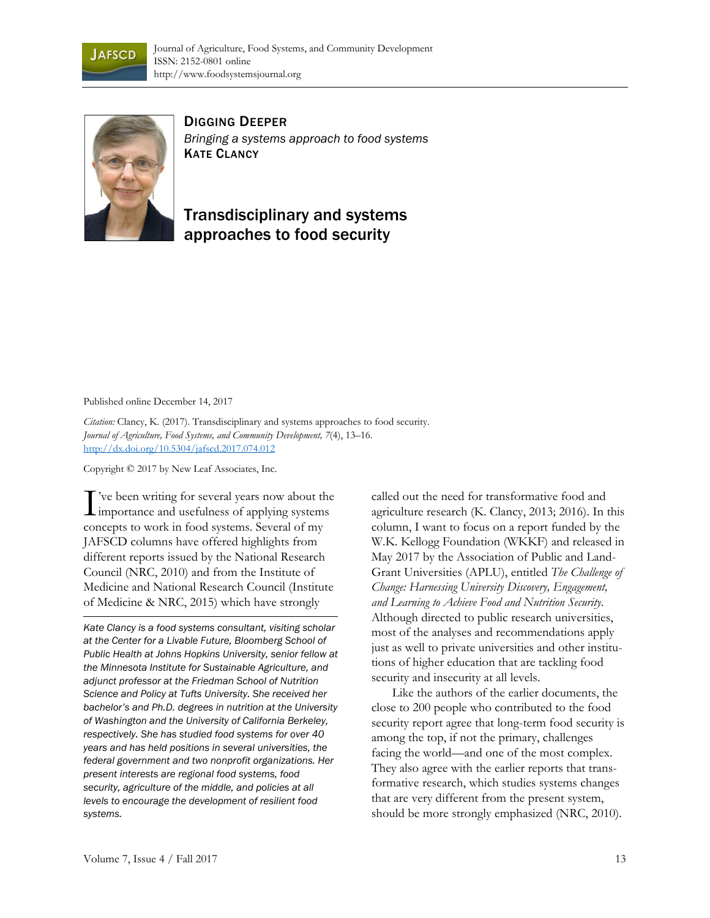Journal of Agriculture, Food Systems, and Community Development
ISSN: 2152-0801 online
http://www.foodsystemsjournal.org

**Digging Deeper**
*Bringing a systems approach to food systems*
**Kate Clancy**

# Transdisciplinary and systems approaches to food security

Published online December 14, 2017

*Citation:* Clancy, K. (2017). Transdisciplinary and systems approaches to food security. *Journal of Agriculture, Food Systems, and Community Development, 7*(4), 13–16. http://dx.doi.org/10.5304/jafscd.2017.074.012

Copyright © 2017 by New Leaf Associates, Inc.

I've been writing for several years now about the importance and usefulness of applying systems concepts to work in food systems. Several of my JAFSCD columns have offered highlights from different reports issued by the National Research Council (NRC, 2010) and from the Institute of Medicine and National Research Council (Institute of Medicine & NRC, 2015) which have strongly called out the need for transformative food and agriculture research (K. Clancy, 2013; 2016). In this column, I want to focus on a report funded by the W.K. Kellogg Foundation (WKKF) and released in May 2017 by the Association of Public and Land-Grant Universities (APLU), entitled *The Challenge of Change: Harnessing University Discovery, Engagement, and Learning to Achieve Food and Nutrition Security.* Although directed to public research universities, most of the analyses and recommendations apply just as well to private universities and other institutions of higher education that are tackling food security and insecurity at all levels.

Like the authors of the earlier documents, the close to 200 people who contributed to the food security report agree that long-term food security is among the top, if not the primary, challenges facing the world—and one of the most complex. They also agree with the earlier reports that transformative research, which studies systems changes that are very different from the present system, should be more strongly emphasized (NRC, 2010).

*Kate Clancy is a food systems consultant, visiting scholar at the Center for a Livable Future, Bloomberg School of Public Health at Johns Hopkins University, senior fellow at the Minnesota Institute for Sustainable Agriculture, and adjunct professor at the Friedman School of Nutrition Science and Policy at Tufts University. She received her bachelor's and Ph.D. degrees in nutrition at the University of Washington and the University of California Berkeley, respectively. She has studied food systems for over 40 years and has held positions in several universities, the federal government and two nonprofit organizations. Her present interests are regional food systems, food security, agriculture of the middle, and policies at all levels to encourage the development of resilient food systems.*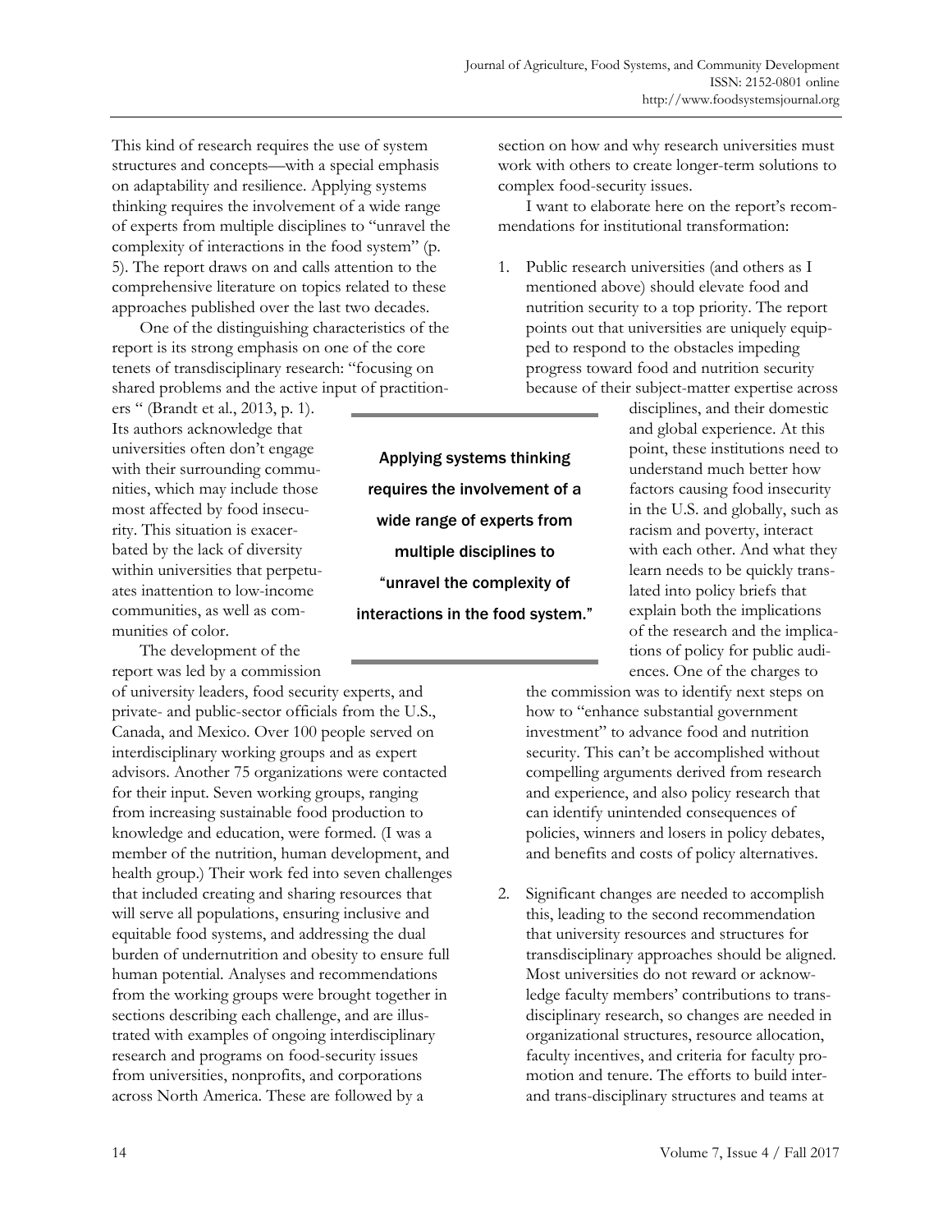This kind of research requires the use of system structures and concepts—with a special emphasis on adaptability and resilience. Applying systems thinking requires the involvement of a wide range of experts from multiple disciplines to "unravel the complexity of interactions in the food system" (p. 5). The report draws on and calls attention to the comprehensive literature on topics related to these approaches published over the last two decades.

One of the distinguishing characteristics of the report is its strong emphasis on one of the core tenets of transdisciplinary research: "focusing on shared problems and the active input of practitioners " (Brandt et al., 2013, p. 1). Its authors acknowledge that universities often don't engage with their surrounding communities, which may include those most affected by food insecurity. This situation is exacerbated by the lack of diversity within universities that perpetuates inattention to low-income communities, as well as communities of color.

> Applying systems thinking requires the involvement of a wide range of experts from multiple disciplines to "unravel the complexity of interactions in the food system."

The development of the report was led by a commission of university leaders, food security experts, and private- and public-sector officials from the U.S., Canada, and Mexico. Over 100 people served on interdisciplinary working groups and as expert advisors. Another 75 organizations were contacted for their input. Seven working groups, ranging from increasing sustainable food production to knowledge and education, were formed. (I was a member of the nutrition, human development, and health group.) Their work fed into seven challenges that included creating and sharing resources that will serve all populations, ensuring inclusive and equitable food systems, and addressing the dual burden of undernutrition and obesity to ensure full human potential. Analyses and recommendations from the working groups were brought together in sections describing each challenge, and are illustrated with examples of ongoing interdisciplinary research and programs on food-security issues from universities, nonprofits, and corporations across North America. These are followed by a section on how and why research universities must work with others to create longer-term solutions to complex food-security issues.

I want to elaborate here on the report's recommendations for institutional transformation:

1. Public research universities (and others as I mentioned above) should elevate food and nutrition security to a top priority. The report points out that universities are uniquely equipped to respond to the obstacles impeding progress toward food and nutrition security because of their subject-matter expertise across disciplines, and their domestic and global experience. At this point, these institutions need to understand much better how factors causing food insecurity in the U.S. and globally, such as racism and poverty, interact with each other. And what they learn needs to be quickly translated into policy briefs that explain both the implications of the research and the implications of policy for public audiences. One of the charges to the commission was to identify next steps on how to "enhance substantial government investment" to advance food and nutrition security. This can't be accomplished without compelling arguments derived from research and experience, and also policy research that can identify unintended consequences of policies, winners and losers in policy debates, and benefits and costs of policy alternatives.

2. Significant changes are needed to accomplish this, leading to the second recommendation that university resources and structures for transdisciplinary approaches should be aligned. Most universities do not reward or acknowledge faculty members' contributions to transdisciplinary research, so changes are needed in organizational structures, resource allocation, faculty incentives, and criteria for faculty promotion and tenure. The efforts to build inter- and trans-disciplinary structures and teams at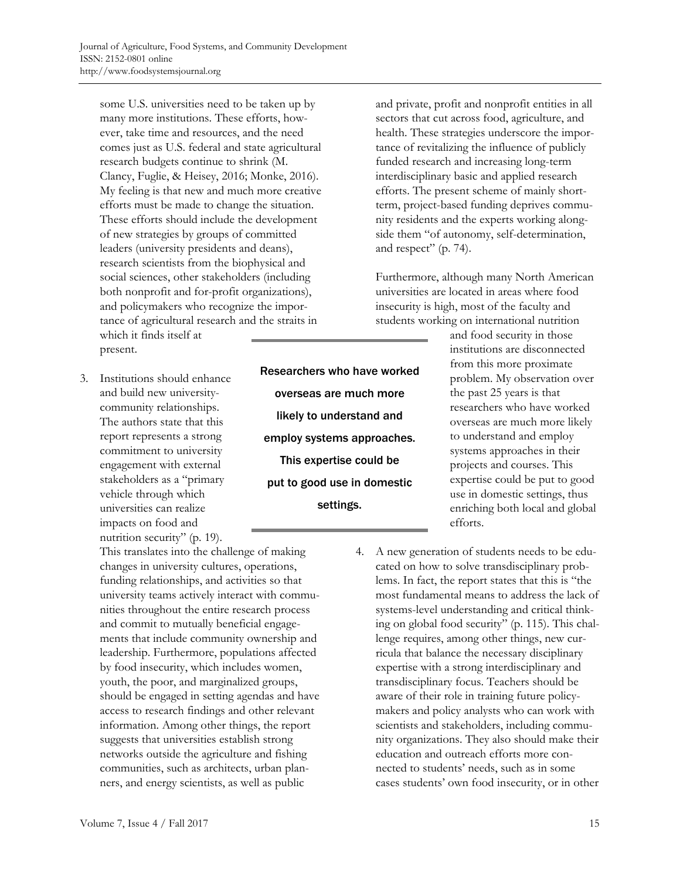some U.S. universities need to be taken up by many more institutions. These efforts, however, take time and resources, and the need comes just as U.S. federal and state agricultural research budgets continue to shrink (M. Clancy, Fuglie, & Heisey, 2016; Monke, 2016). My feeling is that new and much more creative efforts must be made to change the situation. These efforts should include the development of new strategies by groups of committed leaders (university presidents and deans), research scientists from the biophysical and social sciences, other stakeholders (including both nonprofit and for-profit organizations), and policymakers who recognize the importance of agricultural research and the straits in which it finds itself at present.

3. Institutions should enhance and build new university-community relationships. The authors state that this report represents a strong commitment to university engagement with external stakeholders as a "primary vehicle through which universities can realize impacts on food and nutrition security" (p. 19). This translates into the challenge of making changes in university cultures, operations, funding relationships, and activities so that university teams actively interact with communities throughout the entire research process and commit to mutually beneficial engagements that include community ownership and leadership. Furthermore, populations affected by food insecurity, which includes women, youth, the poor, and marginalized groups, should be engaged in setting agendas and have access to research findings and other relevant information. Among other things, the report suggests that universities establish strong networks outside the agriculture and fishing communities, such as architects, urban planners, and energy scientists, as well as public and private, profit and nonprofit entities in all sectors that cut across food, agriculture, and health. These strategies underscore the importance of revitalizing the influence of publicly funded research and increasing long-term interdisciplinary basic and applied research efforts. The present scheme of mainly short-term, project-based funding deprives community residents and the experts working alongside them "of autonomy, self-determination, and respect" (p. 74).

   Furthermore, although many North American universities are located in areas where food insecurity is high, most of the faculty and students working on international nutrition and food security in those institutions are disconnected from this more proximate problem. My observation over the past 25 years is that researchers who have worked overseas are much more likely to understand and employ systems approaches in their projects and courses. This expertise could be put to good use in domestic settings, thus enriching both local and global efforts.

> Researchers who have worked overseas are much more likely to understand and employ systems approaches. This expertise could be put to good use in domestic settings.

4. A new generation of students needs to be educated on how to solve transdisciplinary problems. In fact, the report states that this is "the most fundamental means to address the lack of systems-level understanding and critical thinking on global food security" (p. 115). This challenge requires, among other things, new curricula that balance the necessary disciplinary expertise with a strong interdisciplinary and transdisciplinary focus. Teachers should be aware of their role in training future policymakers and policy analysts who can work with scientists and stakeholders, including community organizations. They also should make their education and outreach efforts more connected to students' needs, such as in some cases students' own food insecurity, or in other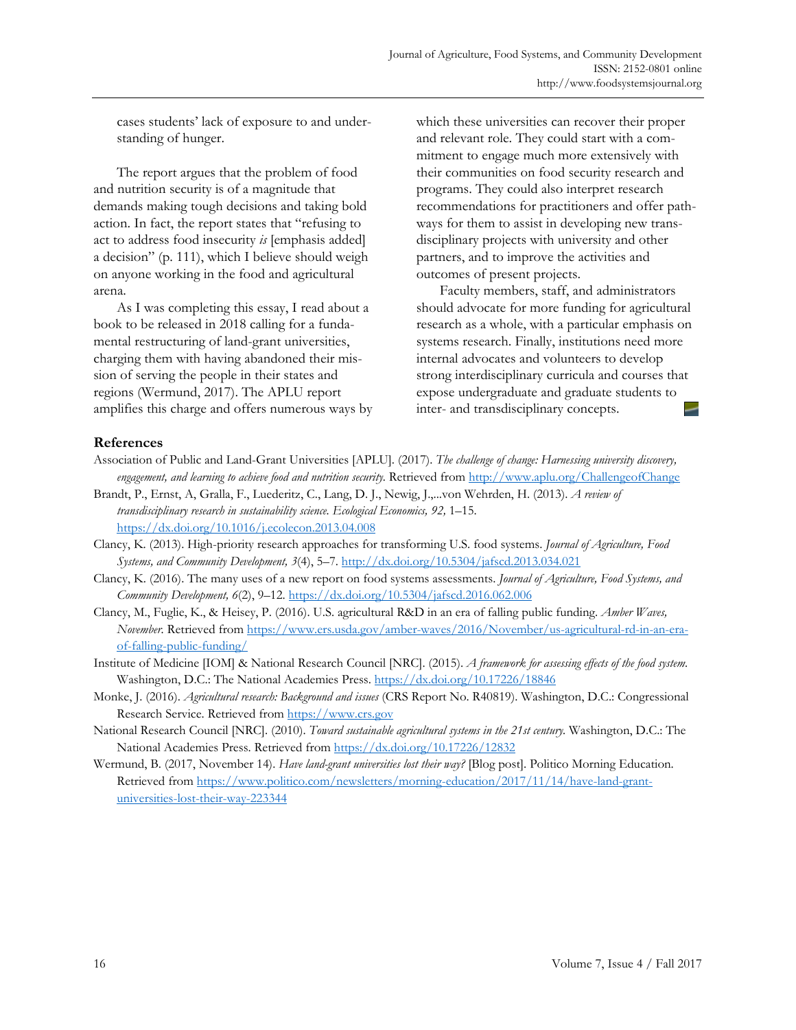cases students' lack of exposure to and understanding of hunger.

The report argues that the problem of food and nutrition security is of a magnitude that demands making tough decisions and taking bold action. In fact, the report states that "refusing to act to address food insecurity *is* [emphasis added] a decision" (p. 111), which I believe should weigh on anyone working in the food and agricultural arena.

As I was completing this essay, I read about a book to be released in 2018 calling for a fundamental restructuring of land-grant universities, charging them with having abandoned their mission of serving the people in their states and regions (Wermund, 2017). The APLU report amplifies this charge and offers numerous ways by which these universities can recover their proper and relevant role. They could start with a commitment to engage much more extensively with their communities on food security research and programs. They could also interpret research recommendations for practitioners and offer pathways for them to assist in developing new transdisciplinary projects with university and other partners, and to improve the activities and outcomes of present projects.

Faculty members, staff, and administrators should advocate for more funding for agricultural research as a whole, with a particular emphasis on systems research. Finally, institutions need more internal advocates and volunteers to develop strong interdisciplinary curricula and courses that expose undergraduate and graduate students to inter- and transdisciplinary concepts.

## References

Association of Public and Land-Grant Universities [APLU]. (2017). *The challenge of change: Harnessing university discovery, engagement, and learning to achieve food and nutrition security.* Retrieved from http://www.aplu.org/ChallengeofChange

Brandt, P., Ernst, A, Gralla, F., Luederitz, C., Lang, D. J., Newig, J.,...von Wehrden, H. (2013). *A review of transdisciplinary research in sustainability science. Ecological Economics, 92,* 1–15. https://dx.doi.org/10.1016/j.ecolecon.2013.04.008

Clancy, K. (2013). High-priority research approaches for transforming U.S. food systems. *Journal of Agriculture, Food Systems, and Community Development, 3*(4), 5–7. http://dx.doi.org/10.5304/jafscd.2013.034.021

Clancy, K. (2016). The many uses of a new report on food systems assessments. *Journal of Agriculture, Food Systems, and Community Development, 6*(2), 9–12. https://dx.doi.org/10.5304/jafscd.2016.062.006

Clancy, M., Fuglie, K., & Heisey, P. (2016). U.S. agricultural R&D in an era of falling public funding. *Amber Waves, November.* Retrieved from https://www.ers.usda.gov/amber-waves/2016/November/us-agricultural-rd-in-an-era-of-falling-public-funding/

Institute of Medicine [IOM] & National Research Council [NRC]. (2015). *A framework for assessing effects of the food system.* Washington, D.C.: The National Academies Press. https://dx.doi.org/10.17226/18846

Monke, J. (2016). *Agricultural research: Background and issues* (CRS Report No. R40819). Washington, D.C.: Congressional Research Service. Retrieved from https://www.crs.gov

National Research Council [NRC]. (2010). *Toward sustainable agricultural systems in the 21st century.* Washington, D.C.: The National Academies Press. Retrieved from https://dx.doi.org/10.17226/12832

Wermund, B. (2017, November 14). *Have land-grant universities lost their way?* [Blog post]. Politico Morning Education. Retrieved from https://www.politico.com/newsletters/morning-education/2017/11/14/have-land-grant-universities-lost-their-way-223344